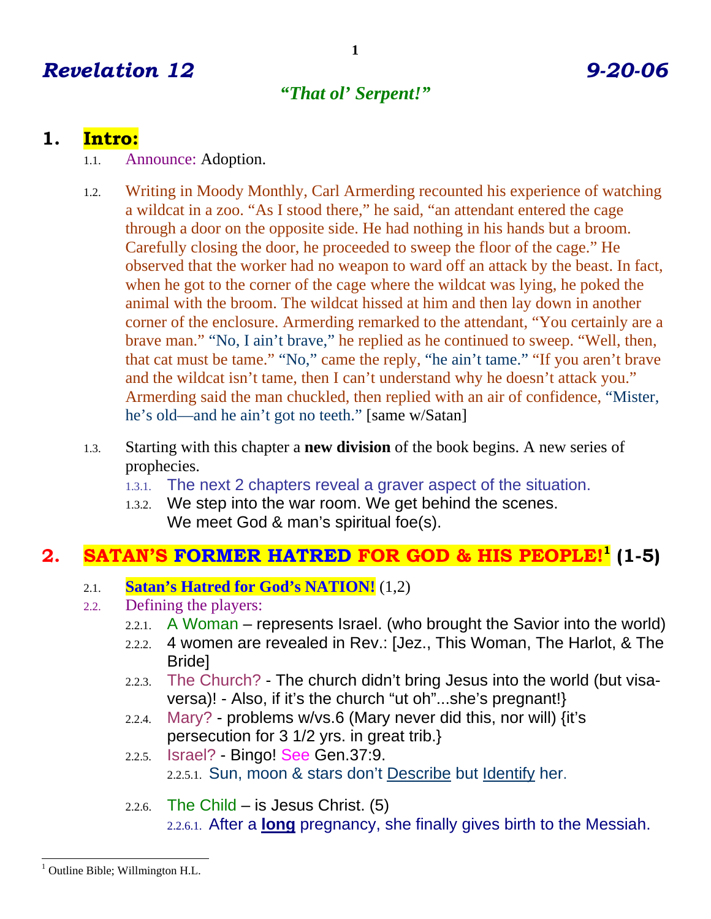# *Revelation 12* *9-20-06*

***"That ol' Serpent!"***

## 1. Intro:

1.1. Announce: Adoption.

1.2. Writing in Moody Monthly, Carl Armerding recounted his experience of watching a wildcat in a zoo. "As I stood there," he said, "an attendant entered the cage through a door on the opposite side. He had nothing in his hands but a broom. Carefully closing the door, he proceeded to sweep the floor of the cage." He observed that the worker had no weapon to ward off an attack by the beast. In fact, when he got to the corner of the cage where the wildcat was lying, he poked the animal with the broom. The wildcat hissed at him and then lay down in another corner of the enclosure. Armerding remarked to the attendant, "You certainly are a brave man." "No, I ain't brave," he replied as he continued to sweep. "Well, then, that cat must be tame." "No," came the reply, "he ain't tame." "If you aren't brave and the wildcat isn't tame, then I can't understand why he doesn't attack you." Armerding said the man chuckled, then replied with an air of confidence, "Mister, he's old—and he ain't got no teeth." [same w/Satan]

1.3. Starting with this chapter a **new division** of the book begins. A new series of prophecies.

1.3.1. The next 2 chapters reveal a graver aspect of the situation.

1.3.2. We step into the war room. We get behind the scenes. We meet God & man's spiritual foe(s).

## 2. SATAN'S FORMER HATRED FOR GOD & HIS PEOPLE![1] (1-5)

2.1. **Satan's Hatred for God's NATION!** (1,2)

2.2. Defining the players:

2.2.1. A Woman – represents Israel. (who brought the Savior into the world)

2.2.2. 4 women are revealed in Rev.: [Jez., This Woman, The Harlot, & The Bride]

2.2.3. The Church? - The church didn't bring Jesus into the world (but visa-versa)! - Also, if it's the church "ut oh"...she's pregnant!}

2.2.4. Mary? - problems w/vs.6 (Mary never did this, nor will) {it's persecution for 3 1/2 yrs. in great trib.}

2.2.5. Israel? - Bingo! See Gen.37:9.

2.2.5.1. Sun, moon & stars don't <u>Describe</u> but <u>Identify</u> her.

2.2.6. The Child – is Jesus Christ. (5)

2.2.6.1. After a <u>**long**</u> pregnancy, she finally gives birth to the Messiah.

---

[1] Outline Bible; Willmington H.L.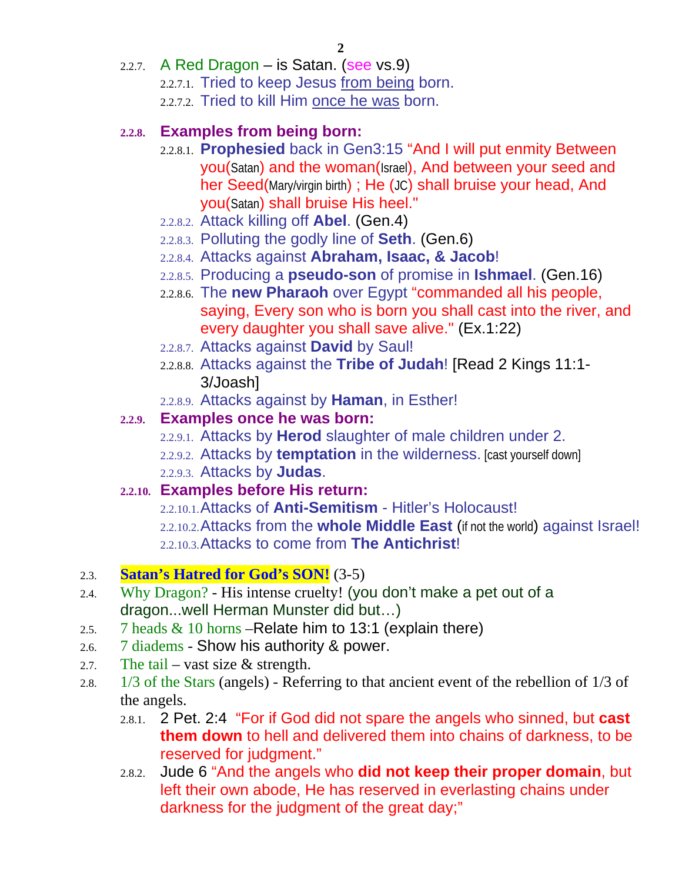- 2.2.7. A Red Dragon – is Satan. (see vs.9)
  - 2.2.7.1. Tried to keep Jesus <u>from being</u> born.
  - 2.2.7.2. Tried to kill Him <u>once he was</u> born.
- **2.2.8. Examples from being born:**
  - 2.2.8.1. **Prophesied** back in Gen3:15 "And I will put enmity Between you(Satan) and the woman(Israel), And between your seed and her Seed(Mary/virgin birth) ; He (JC) shall bruise your head, And you(Satan) shall bruise His heel."
  - 2.2.8.2. Attack killing off **Abel**. (Gen.4)
  - 2.2.8.3. Polluting the godly line of **Seth**. (Gen.6)
  - 2.2.8.4. Attacks against **Abraham, Isaac, & Jacob**!
  - 2.2.8.5. Producing a **pseudo-son** of promise in **Ishmael**. (Gen.16)
  - 2.2.8.6. The **new Pharaoh** over Egypt "commanded all his people, saying, Every son who is born you shall cast into the river, and every daughter you shall save alive." (Ex.1:22)
  - 2.2.8.7. Attacks against **David** by Saul!
  - 2.2.8.8. Attacks against the **Tribe of Judah**! [Read 2 Kings 11:1-3/Joash]
  - 2.2.8.9. Attacks against by **Haman**, in Esther!
- **2.2.9. Examples once he was born:**
  - 2.2.9.1. Attacks by **Herod** slaughter of male children under 2.
  - 2.2.9.2. Attacks by **temptation** in the wilderness. [cast yourself down]
  - 2.2.9.3. Attacks by **Judas**.
- **2.2.10. Examples before His return:**
  - 2.2.10.1. Attacks of **Anti-Semitism** - Hitler's Holocaust!
  - 2.2.10.2. Attacks from the **whole Middle East** (if not the world) against Israel!
  - 2.2.10.3. Attacks to come from **The Antichrist**!

2.3. **Satan's Hatred for God's SON!** (3-5)

2.4. Why Dragon? - His intense cruelty! (you don't make a pet out of a dragon...well Herman Munster did but…)

2.5. 7 heads & 10 horns –Relate him to 13:1 (explain there)

2.6. 7 diadems - Show his authority & power.

2.7. The tail – vast size & strength.

2.8. 1/3 of the Stars (angels) - Referring to that ancient event of the rebellion of 1/3 of the angels.

- 2.8.1. 2 Pet. 2:4 "For if God did not spare the angels who sinned, but **cast them down** to hell and delivered them into chains of darkness, to be reserved for judgment."
- 2.8.2. Jude 6 "And the angels who **did not keep their proper domain**, but left their own abode, He has reserved in everlasting chains under darkness for the judgment of the great day;"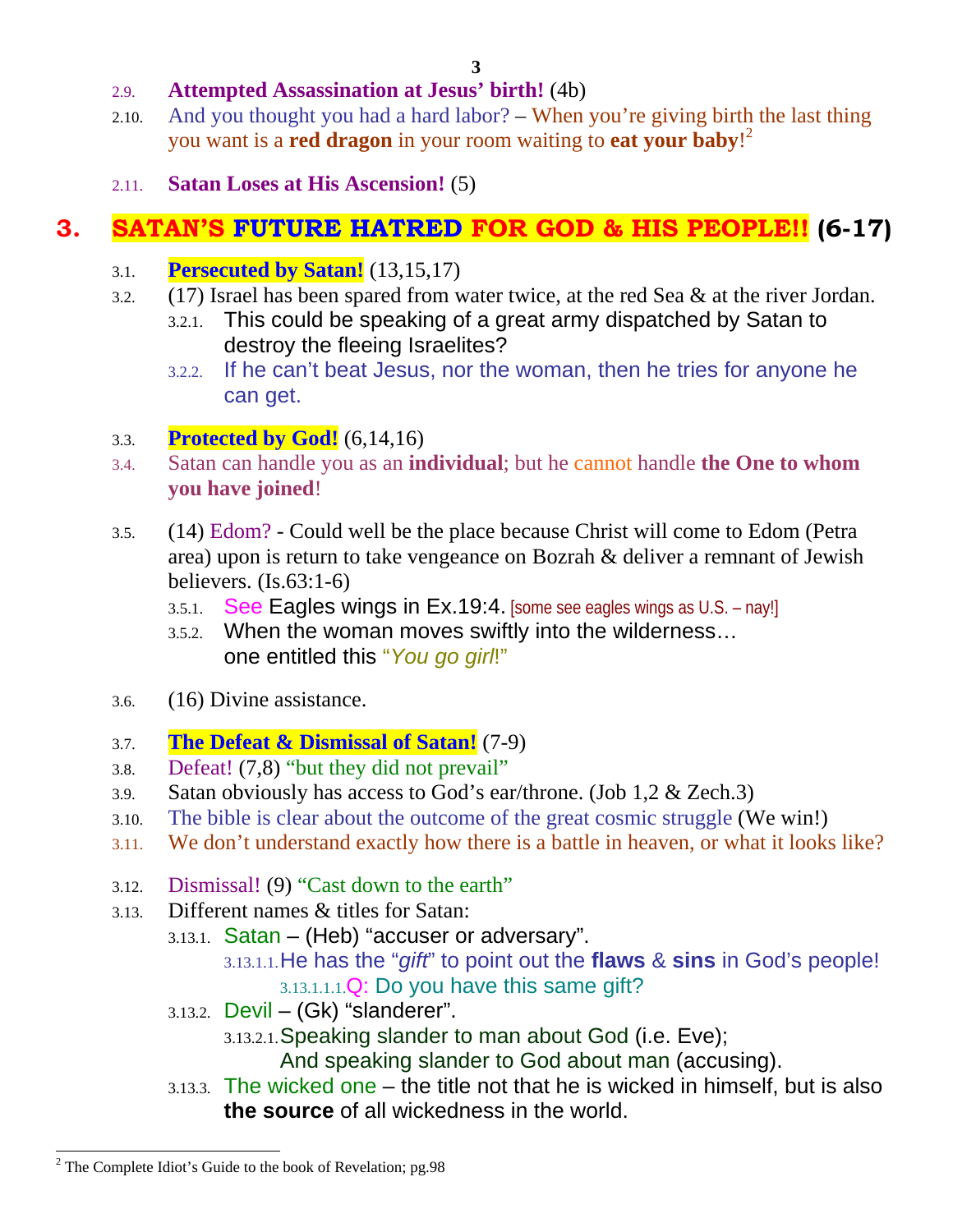2.9. **Attempted Assassination at Jesus' birth!** (4b)

2.10. And you thought you had a hard labor? – When you're giving birth the last thing you want is a **red dragon** in your room waiting to **eat your baby**![2]

2.11. **Satan Loses at His Ascension!** (5)

# 3. SATAN'S FUTURE HATRED FOR GOD & HIS PEOPLE!! (6-17)

3.1. **Persecuted by Satan!** (13,15,17)

3.2. (17) Israel has been spared from water twice, at the red Sea & at the river Jordan.

- 3.2.1. This could be speaking of a great army dispatched by Satan to destroy the fleeing Israelites?
- 3.2.2. If he can't beat Jesus, nor the woman, then he tries for anyone he can get.

3.3. **Protected by God!** (6,14,16)

3.4. Satan can handle you as an **individual**; but he cannot handle **the One to whom you have joined**!

3.5. (14) Edom? - Could well be the place because Christ will come to Edom (Petra area) upon is return to take vengeance on Bozrah & deliver a remnant of Jewish believers. (Is.63:1-6)

- 3.5.1. See Eagles wings in Ex.19:4. [some see eagles wings as U.S. – nay!]
- 3.5.2. When the woman moves swiftly into the wilderness… one entitled this "*You go girl*!"

3.6. (16) Divine assistance.

3.7. **The Defeat & Dismissal of Satan!** (7-9)

3.8. Defeat! (7,8) "but they did not prevail"

3.9. Satan obviously has access to God's ear/throne. (Job 1,2 & Zech.3)

3.10. The bible is clear about the outcome of the great cosmic struggle (We win!)

3.11. We don't understand exactly how there is a battle in heaven, or what it looks like?

3.12. Dismissal! (9) "Cast down to the earth"

3.13. Different names & titles for Satan:

- 3.13.1. Satan – (Heb) "accuser or adversary".
  - 3.13.1.1. He has the "*gift*" to point out the **flaws** & **sins** in God's people!
    - 3.13.1.1.1. Q: Do you have this same gift?
- 3.13.2. Devil – (Gk) "slanderer".
  - 3.13.2.1. Speaking slander to man about God (i.e. Eve); And speaking slander to God about man (accusing).
- 3.13.3. The wicked one – the title not that he is wicked in himself, but is also **the source** of all wickedness in the world.

---

[2] The Complete Idiot's Guide to the book of Revelation; pg.98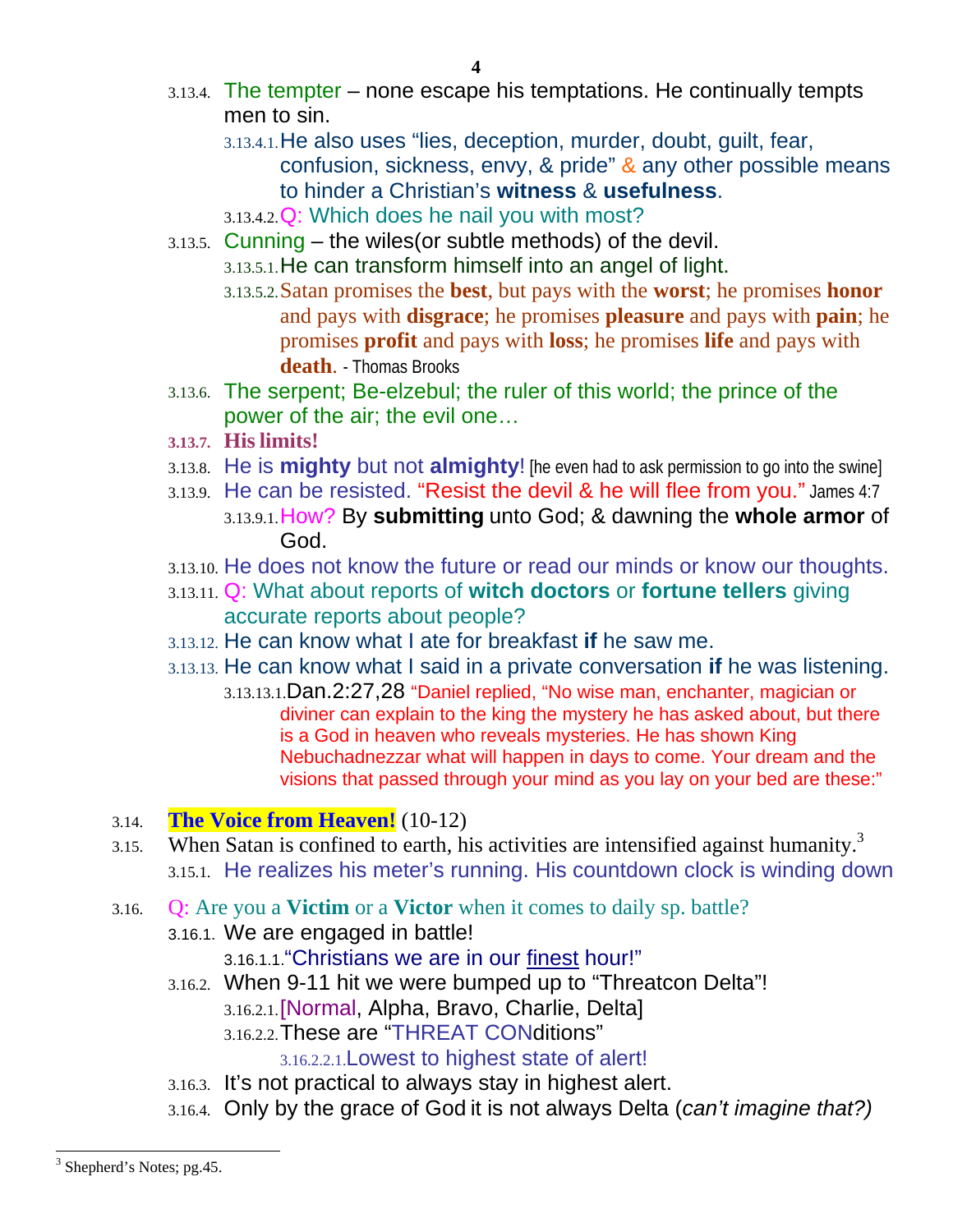- 3.13.4. The tempter – none escape his temptations. He continually tempts men to sin.
  - 3.13.4.1. He also uses “lies, deception, murder, doubt, guilt, fear, confusion, sickness, envy, & pride” & any other possible means to hinder a Christian’s **witness** & **usefulness**.
  - 3.13.4.2. Q: Which does he nail you with most?
- 3.13.5. Cunning – the wiles(or subtle methods) of the devil.
  - 3.13.5.1. He can transform himself into an angel of light.
  - 3.13.5.2. Satan promises the **best**, but pays with the **worst**; he promises **honor** and pays with **disgrace**; he promises **pleasure** and pays with **pain**; he promises **profit** and pays with **loss**; he promises **life** and pays with **death**. - Thomas Brooks
- 3.13.6. The serpent; Be-elzebul; the ruler of this world; the prince of the power of the air; the evil one…
- 3.13.7. **His limits!**
- 3.13.8. He is **mighty** but not **almighty**! [he even had to ask permission to go into the swine]
- 3.13.9. He can be resisted. “Resist the devil & he will flee from you.” James 4:7
  - 3.13.9.1. How? By **submitting** unto God; & dawning the **whole armor** of God.
- 3.13.10. He does not know the future or read our minds or know our thoughts.
- 3.13.11. Q: What about reports of **witch doctors** or **fortune tellers** giving accurate reports about people?
- 3.13.12. He can know what I ate for breakfast **if** he saw me.
- 3.13.13. He can know what I said in a private conversation **if** he was listening.
  - 3.13.13.1. Dan.2:27,28 “Daniel replied, “No wise man, enchanter, magician or diviner can explain to the king the mystery he has asked about, but there is a God in heaven who reveals mysteries. He has shown King Nebuchadnezzar what will happen in days to come. Your dream and the visions that passed through your mind as you lay on your bed are these:”

3.14. **The Voice from Heaven!** (10-12)

3.15. When Satan is confined to earth, his activities are intensified against humanity.[3]
- 3.15.1. He realizes his meter’s running. His countdown clock is winding down

3.16. Q: Are you a **Victim** or a **Victor** when it comes to daily sp. battle?
- 3.16.1. We are engaged in battle!
  - 3.16.1.1. “Christians we are in our finest hour!”
- 3.16.2. When 9-11 hit we were bumped up to “Threatcon Delta”!
  - 3.16.2.1. [Normal, Alpha, Bravo, Charlie, Delta]
  - 3.16.2.2. These are “THREAT CONditions”
    - 3.16.2.2.1. Lowest to highest state of alert!
- 3.16.3. It’s not practical to always stay in highest alert.
- 3.16.4. Only by the grace of God it is not always Delta (*can’t imagine that?)*

---

[3] Shepherd’s Notes; pg.45.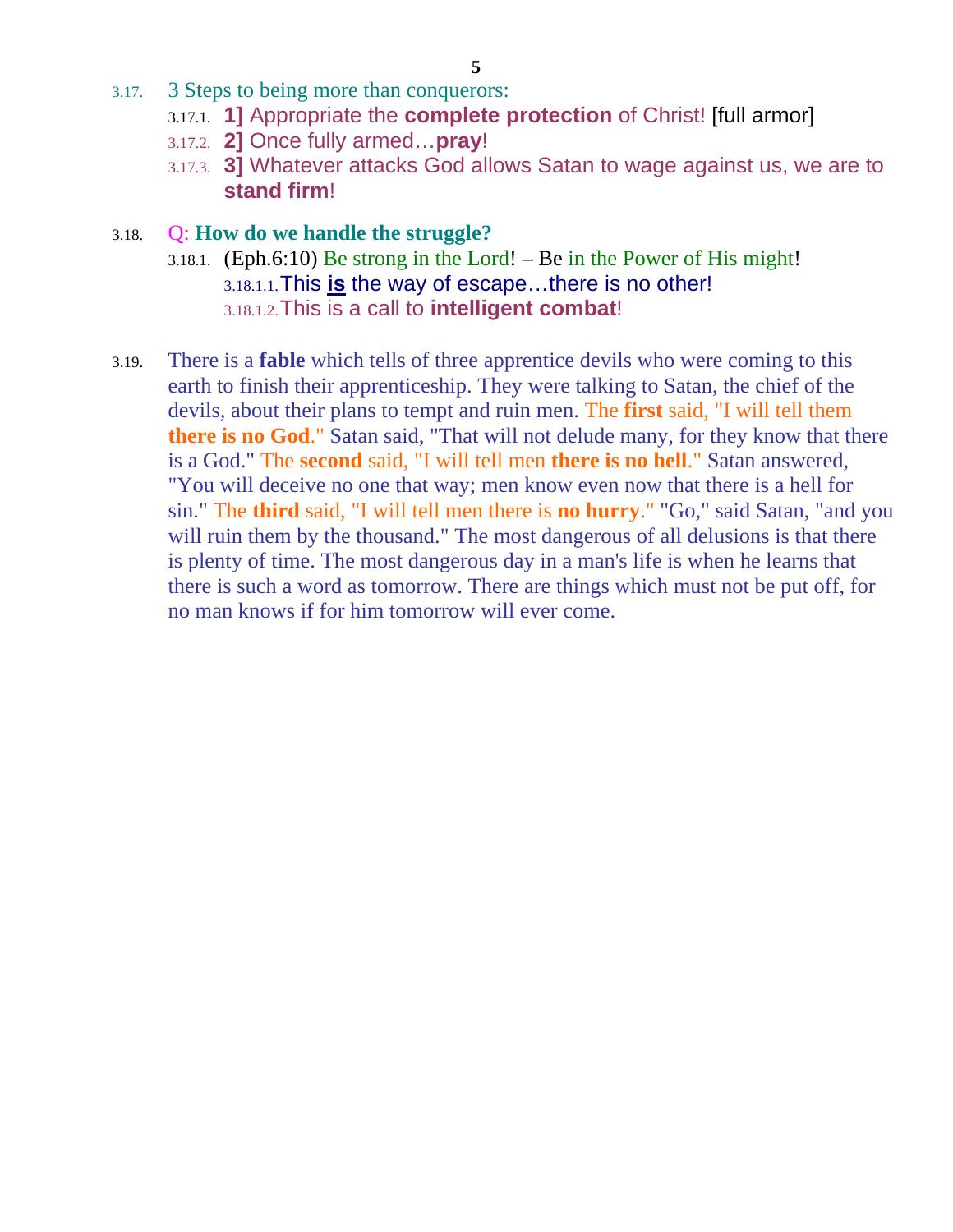3.17. 3 Steps to being more than conquerors:

- 3.17.1. **1]** Appropriate the **complete protection** of Christ! [full armor]
- 3.17.2. **2]** Once fully armed…**pray**!
- 3.17.3. **3]** Whatever attacks God allows Satan to wage against us, we are to **stand firm**!

3.18. Q: **How do we handle the struggle?**

- 3.18.1. (Eph.6:10) Be strong in the Lord! – Be in the Power of His might!
  - 3.18.1.1. This **<u>is</u>** the way of escape…there is no other!
  - 3.18.1.2. This is a call to **intelligent combat**!

3.19. There is a **fable** which tells of three apprentice devils who were coming to this earth to finish their apprenticeship. They were talking to Satan, the chief of the devils, about their plans to tempt and ruin men. The **first** said, "I will tell them **there is no God**." Satan said, "That will not delude many, for they know that there is a God." The **second** said, "I will tell men **there is no hell**." Satan answered, "You will deceive no one that way; men know even now that there is a hell for sin." The **third** said, "I will tell men there is **no hurry**." "Go," said Satan, "and you will ruin them by the thousand." The most dangerous of all delusions is that there is plenty of time. The most dangerous day in a man's life is when he learns that there is such a word as tomorrow. There are things which must not be put off, for no man knows if for him tomorrow will ever come.